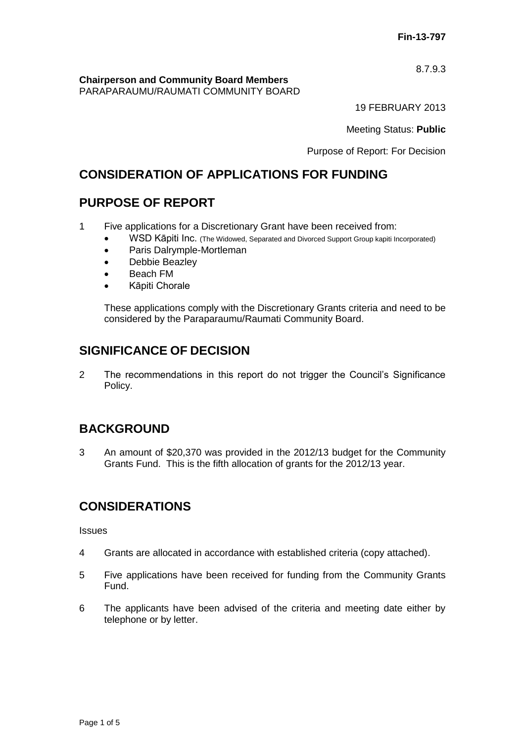**Fin-13-797**

8.7.9.3

**Chairperson and Community Board Members**
PARAPARAUMU/RAUMATI COMMUNITY BOARD

19 FEBRUARY 2013

Meeting Status: **Public**

Purpose of Report: For Decision

## CONSIDERATION OF APPLICATIONS FOR FUNDING

## PURPOSE OF REPORT

1 Five applications for a Discretionary Grant have been received from:

- WSD Kāpiti Inc. (The Widowed, Separated and Divorced Support Group kapiti Incorporated)
- Paris Dalrymple-Mortleman
- Debbie Beazley
- Beach FM
- Kāpiti Chorale

These applications comply with the Discretionary Grants criteria and need to be considered by the Paraparaumu/Raumati Community Board.

## SIGNIFICANCE OF DECISION

2 The recommendations in this report do not trigger the Council's Significance Policy.

## BACKGROUND

3 An amount of $20,370 was provided in the 2012/13 budget for the Community Grants Fund. This is the fifth allocation of grants for the 2012/13 year.

## CONSIDERATIONS

Issues

4 Grants are allocated in accordance with established criteria (copy attached).

5 Five applications have been received for funding from the Community Grants Fund.

6 The applicants have been advised of the criteria and meeting date either by telephone or by letter.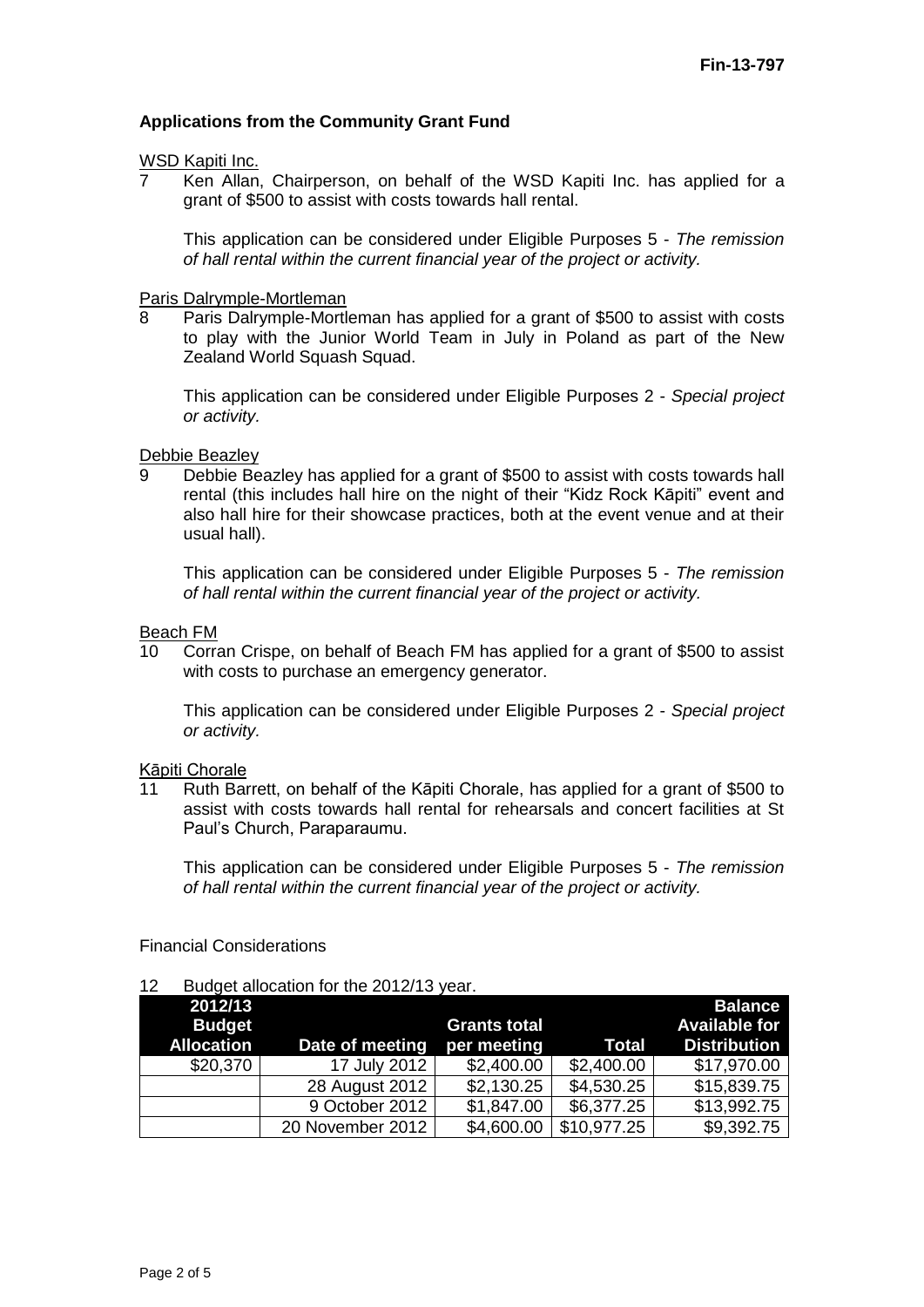Fin-13-797

**Applications from the Community Grant Fund**

WSD Kapiti Inc.

7 Ken Allan, Chairperson, on behalf of the WSD Kapiti Inc. has applied for a grant of $500 to assist with costs towards hall rental.

This application can be considered under Eligible Purposes 5 - *The remission of hall rental within the current financial year of the project or activity.*

Paris Dalrymple-Mortleman

8 Paris Dalrymple-Mortleman has applied for a grant of $500 to assist with costs to play with the Junior World Team in July in Poland as part of the New Zealand World Squash Squad.

This application can be considered under Eligible Purposes 2 - *Special project or activity.*

Debbie Beazley

9 Debbie Beazley has applied for a grant of $500 to assist with costs towards hall rental (this includes hall hire on the night of their "Kidz Rock Kāpiti" event and also hall hire for their showcase practices, both at the event venue and at their usual hall).

This application can be considered under Eligible Purposes 5 - *The remission of hall rental within the current financial year of the project or activity.*

Beach FM

10 Corran Crispe, on behalf of Beach FM has applied for a grant of $500 to assist with costs to purchase an emergency generator.

This application can be considered under Eligible Purposes 2 - *Special project or activity.*

Kāpiti Chorale

11 Ruth Barrett, on behalf of the Kāpiti Chorale, has applied for a grant of $500 to assist with costs towards hall rental for rehearsals and concert facilities at St Paul's Church, Paraparaumu.

This application can be considered under Eligible Purposes 5 - *The remission of hall rental within the current financial year of the project or activity.*

Financial Considerations

12 Budget allocation for the 2012/13 year.

| 2012/13 Budget Allocation | Date of meeting | Grants total per meeting | Total | Balance Available for Distribution |
|---|---|---|---|---|
| $20,370 | 17 July 2012 | $2,400.00 | $2,400.00 | $17,970.00 |
| | 28 August 2012 | $2,130.25 | $4,530.25 | $15,839.75 |
| | 9 October 2012 | $1,847.00 | $6,377.25 | $13,992.75 |
| | 20 November 2012 | $4,600.00 | $10,977.25 | $9,392.75 |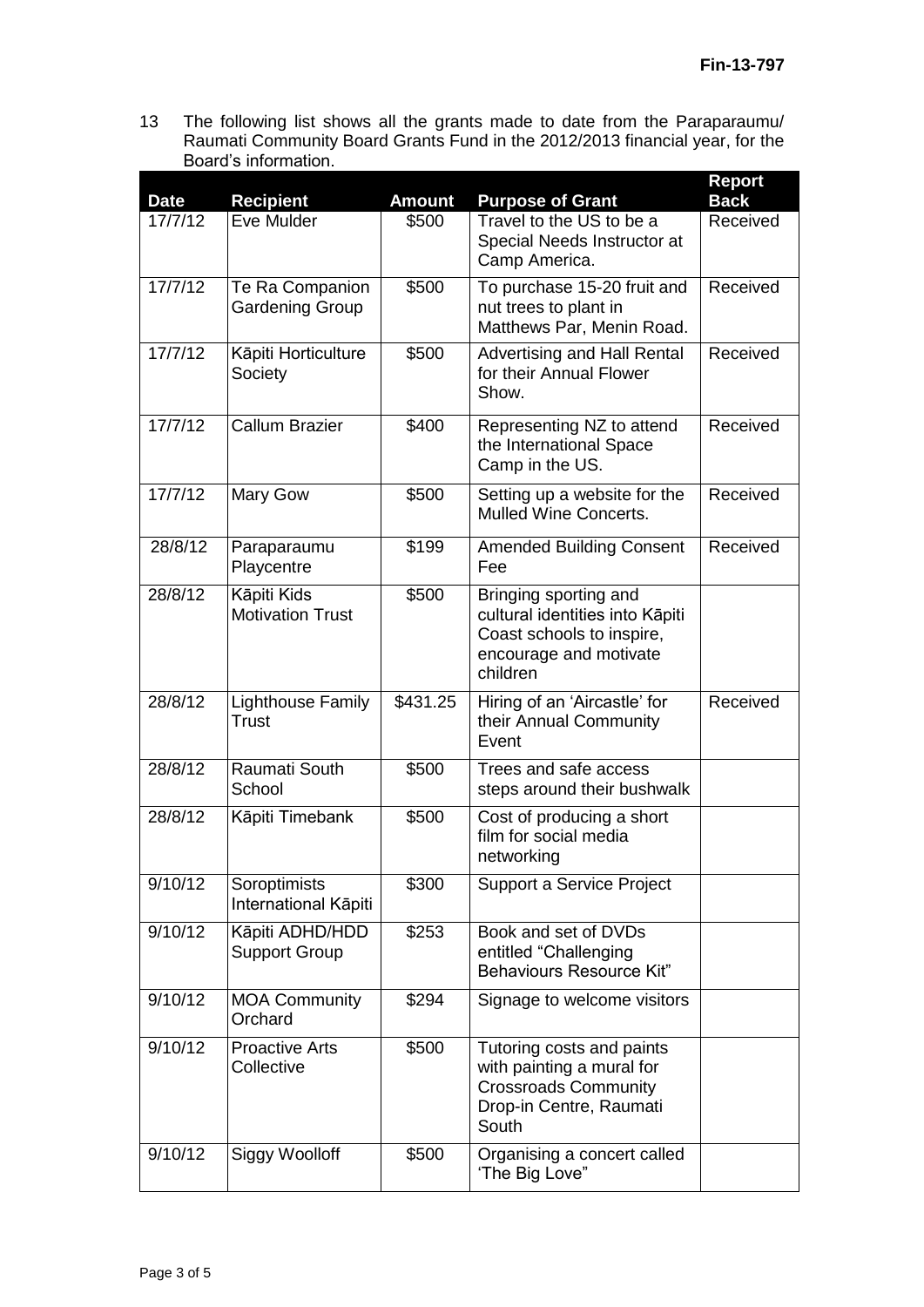Fin-13-797

13 The following list shows all the grants made to date from the Paraparaumu/ Raumati Community Board Grants Fund in the 2012/2013 financial year, for the Board's information.

| Date | Recipient | Amount | Purpose of Grant | Report Back |
|---|---|---|---|---|
| 17/7/12 | Eve Mulder | $500 | Travel to the US to be a Special Needs Instructor at Camp America. | Received |
| 17/7/12 | Te Ra Companion Gardening Group | $500 | To purchase 15-20 fruit and nut trees to plant in Matthews Par, Menin Road. | Received |
| 17/7/12 | Kāpiti Horticulture Society | $500 | Advertising and Hall Rental for their Annual Flower Show. | Received |
| 17/7/12 | Callum Brazier | $400 | Representing NZ to attend the International Space Camp in the US. | Received |
| 17/7/12 | Mary Gow | $500 | Setting up a website for the Mulled Wine Concerts. | Received |
| 28/8/12 | Paraparaumu Playcentre | $199 | Amended Building Consent Fee | Received |
| 28/8/12 | Kāpiti Kids Motivation Trust | $500 | Bringing sporting and cultural identities into Kāpiti Coast schools to inspire, encourage and motivate children | |
| 28/8/12 | Lighthouse Family Trust | $431.25 | Hiring of an 'Aircastle' for their Annual Community Event | Received |
| 28/8/12 | Raumati South School | $500 | Trees and safe access steps around their bushwalk | |
| 28/8/12 | Kāpiti Timebank | $500 | Cost of producing a short film for social media networking | |
| 9/10/12 | Soroptimists International Kāpiti | $300 | Support a Service Project | |
| 9/10/12 | Kāpiti ADHD/HDD Support Group | $253 | Book and set of DVDs entitled "Challenging Behaviours Resource Kit" | |
| 9/10/12 | MOA Community Orchard | $294 | Signage to welcome visitors | |
| 9/10/12 | Proactive Arts Collective | $500 | Tutoring costs and paints with painting a mural for Crossroads Community Drop-in Centre, Raumati South | |
| 9/10/12 | Siggy Woolloff | $500 | Organising a concert called 'The Big Love" | |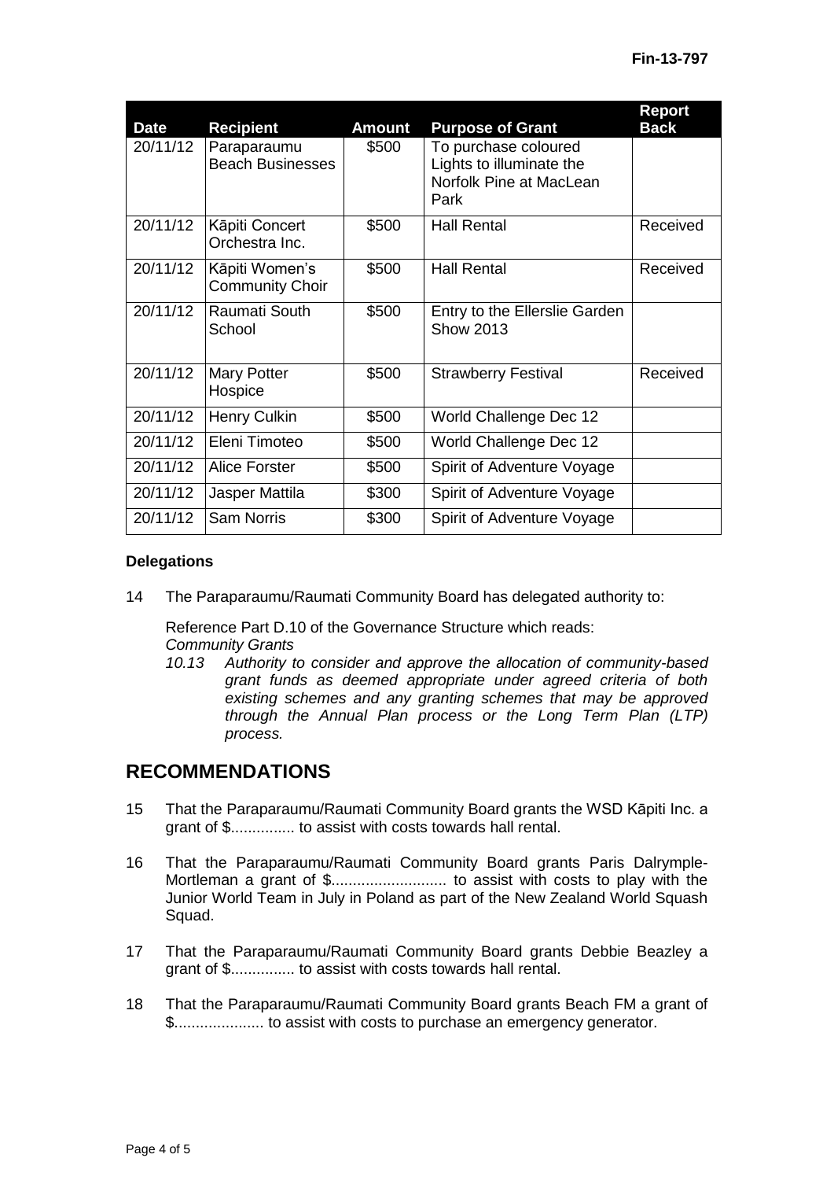| Date | Recipient | Amount | Purpose of Grant | Report Back |
|---|---|---|---|---|
| 20/11/12 | Paraparaumu Beach Businesses | \$500 | To purchase coloured Lights to illuminate the Norfolk Pine at MacLean Park | |
| 20/11/12 | Kāpiti Concert Orchestra Inc. | \$500 | Hall Rental | Received |
| 20/11/12 | Kāpiti Women's Community Choir | \$500 | Hall Rental | Received |
| 20/11/12 | Raumati South School | \$500 | Entry to the Ellerslie Garden Show 2013 | |
| 20/11/12 | Mary Potter Hospice | \$500 | Strawberry Festival | Received |
| 20/11/12 | Henry Culkin | \$500 | World Challenge Dec 12 | |
| 20/11/12 | Eleni Timoteo | \$500 | World Challenge Dec 12 | |
| 20/11/12 | Alice Forster | \$500 | Spirit of Adventure Voyage | |
| 20/11/12 | Jasper Mattila | \$300 | Spirit of Adventure Voyage | |
| 20/11/12 | Sam Norris | \$300 | Spirit of Adventure Voyage | |

**Delegations**

14 The Paraparaumu/Raumati Community Board has delegated authority to:

Reference Part D.10 of the Governance Structure which reads:
*Community Grants*
*10.13 Authority to consider and approve the allocation of community-based grant funds as deemed appropriate under agreed criteria of both existing schemes and any granting schemes that may be approved through the Annual Plan process or the Long Term Plan (LTP) process.*

## RECOMMENDATIONS

15 That the Paraparaumu/Raumati Community Board grants the WSD Kāpiti Inc. a grant of \$............... to assist with costs towards hall rental.

16 That the Paraparaumu/Raumati Community Board grants Paris Dalrymple-Mortleman a grant of \$........................... to assist with costs to play with the Junior World Team in July in Poland as part of the New Zealand World Squash Squad.

17 That the Paraparaumu/Raumati Community Board grants Debbie Beazley a grant of \$............... to assist with costs towards hall rental.

18 That the Paraparaumu/Raumati Community Board grants Beach FM a grant of \$..................... to assist with costs to purchase an emergency generator.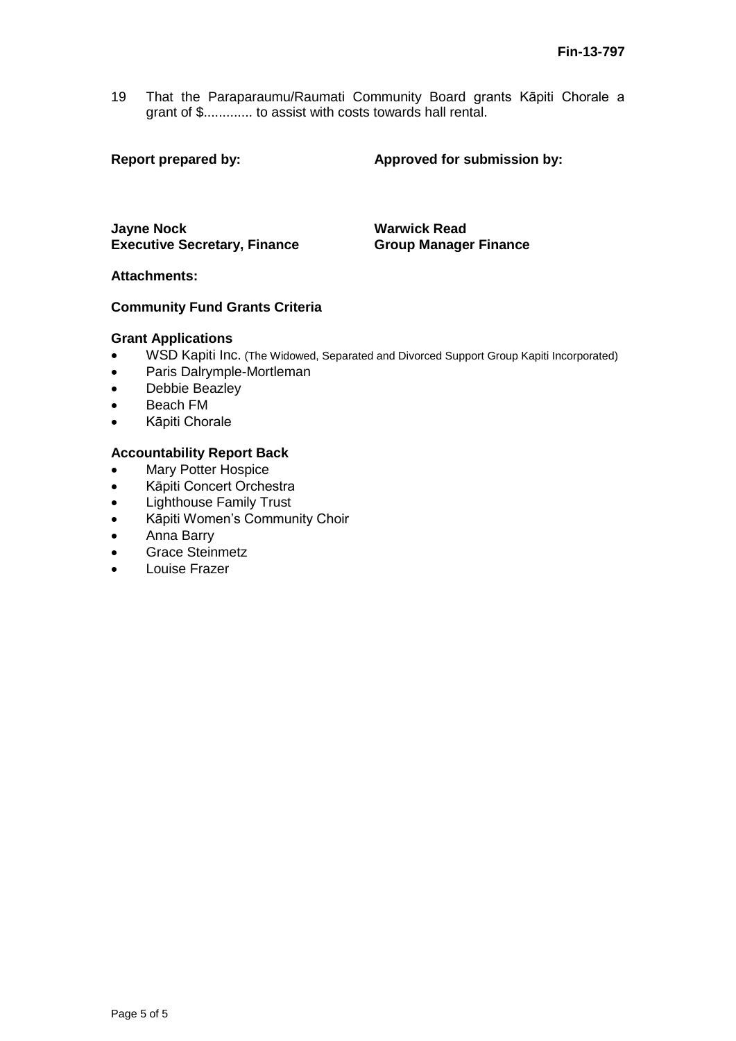19 That the Paraparaumu/Raumati Community Board grants Kāpiti Chorale a grant of $............ to assist with costs towards hall rental.

| **Report prepared by:** | **Approved for submission by:** |
|---|---|
| **Jayne Nock** | **Warwick Read** |
| **Executive Secretary, Finance** | **Group Manager Finance** |

**Attachments:**

**Community Fund Grants Criteria**

**Grant Applications**

- WSD Kapiti Inc. (The Widowed, Separated and Divorced Support Group Kapiti Incorporated)
- Paris Dalrymple-Mortleman
- Debbie Beazley
- Beach FM
- Kāpiti Chorale

**Accountability Report Back**

- Mary Potter Hospice
- Kāpiti Concert Orchestra
- Lighthouse Family Trust
- Kāpiti Women's Community Choir
- Anna Barry
- Grace Steinmetz
- Louise Frazer